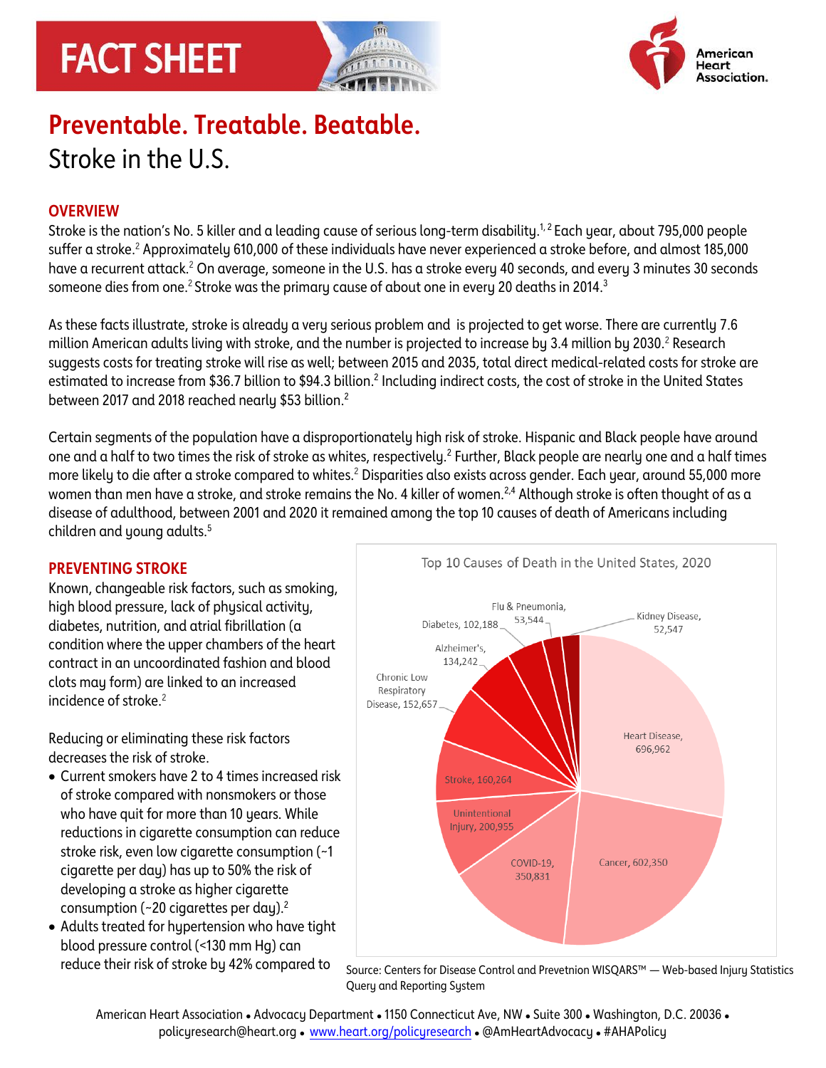# FACT SHEET

American Heart Association.

## Preventable. Treatable. Beatable.

Stroke in the U.S.

### OVERVIEW

Stroke is the nation's No. 5 killer and a leading cause of serious long-term disability.[1, 2] Each year, about 795,000 people suffer a stroke.[2] Approximately 610,000 of these individuals have never experienced a stroke before, and almost 185,000 have a recurrent attack.[2] On average, someone in the U.S. has a stroke every 40 seconds, and every 3 minutes 30 seconds someone dies from one.[2] Stroke was the primary cause of about one in every 20 deaths in 2014.[3]

As these facts illustrate, stroke is already a very serious problem and is projected to get worse. There are currently 7.6 million American adults living with stroke, and the number is projected to increase by 3.4 million by 2030.[2] Research suggests costs for treating stroke will rise as well; between 2015 and 2035, total direct medical-related costs for stroke are estimated to increase from $36.7 billion to $94.3 billion.[2] Including indirect costs, the cost of stroke in the United States between 2017 and 2018 reached nearly $53 billion.[2]

Certain segments of the population have a disproportionately high risk of stroke. Hispanic and Black people have around one and a half to two times the risk of stroke as whites, respectively.[2] Further, Black people are nearly one and a half times more likely to die after a stroke compared to whites.[2] Disparities also exists across gender. Each year, around 55,000 more women than men have a stroke, and stroke remains the No. 4 killer of women.[2,4] Although stroke is often thought of as a disease of adulthood, between 2001 and 2020 it remained among the top 10 causes of death of Americans including children and young adults.[5]

### PREVENTING STROKE

Known, changeable risk factors, such as smoking, high blood pressure, lack of physical activity, diabetes, nutrition, and atrial fibrillation (a condition where the upper chambers of the heart contract in an uncoordinated fashion and blood clots may form) are linked to an increased incidence of stroke.[2]

Reducing or eliminating these risk factors decreases the risk of stroke.

- Current smokers have 2 to 4 times increased risk of stroke compared with nonsmokers or those who have quit for more than 10 years. While reductions in cigarette consumption can reduce stroke risk, even low cigarette consumption (~1 cigarette per day) has up to 50% the risk of developing a stroke as higher cigarette consumption (~20 cigarettes per day).[2]
- Adults treated for hypertension who have tight blood pressure control (<130 mm Hg) can reduce their risk of stroke by 42% compared to

**Top 10 Causes of Death in the United States, 2020**

| Cause | Deaths |
|---|---|
| Heart Disease | 696,962 |
| Cancer | 602,350 |
| COVID-19 | 350,831 |
| Unintentional Injury | 200,955 |
| Stroke | 160,264 |
| Chronic Low Respiratory Disease | 152,657 |
| Alzheimer's | 134,242 |
| Diabetes | 102,188 |
| Flu & Pneumonia | 53,544 |
| Kidney Disease | 52,547 |

Source: Centers for Disease Control and Prevetnion WISQARS™ — Web-based Injury Statistics Query and Reporting System

American Heart Association • Advocacy Department • 1150 Connecticut Ave, NW • Suite 300 • Washington, D.C. 20036 • policyresearch@heart.org • www.heart.org/policyresearch • @AmHeartAdvocacy • #AHAPolicy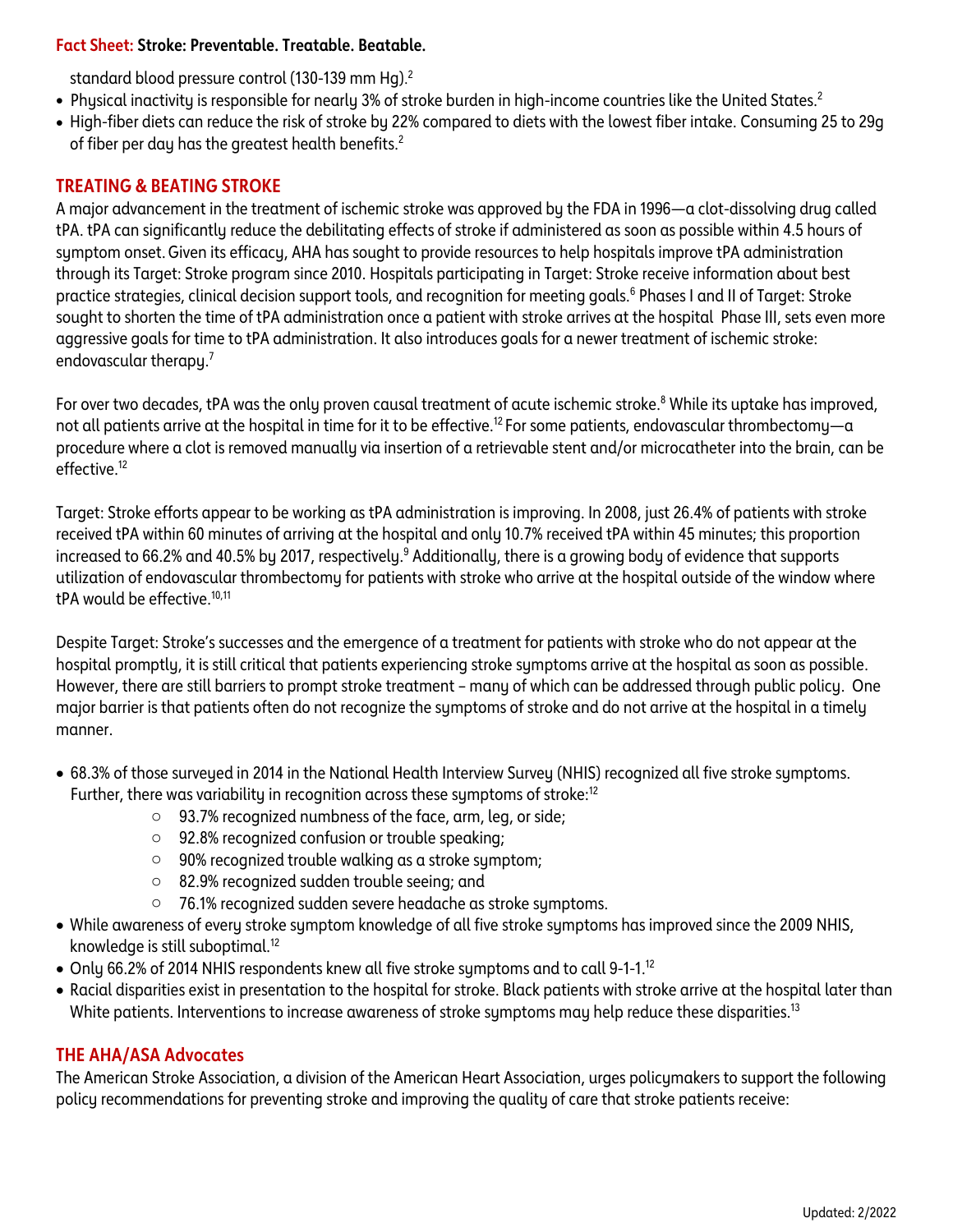standard blood pressure control (130-139 mm Hg).[2]

- Physical inactivity is responsible for nearly 3% of stroke burden in high-income countries like the United States.[2]
- High-fiber diets can reduce the risk of stroke by 22% compared to diets with the lowest fiber intake. Consuming 25 to 29g of fiber per day has the greatest health benefits.[2]

## TREATING & BEATING STROKE

A major advancement in the treatment of ischemic stroke was approved by the FDA in 1996—a clot-dissolving drug called tPA. tPA can significantly reduce the debilitating effects of stroke if administered as soon as possible within 4.5 hours of symptom onset. Given its efficacy, AHA has sought to provide resources to help hospitals improve tPA administration through its Target: Stroke program since 2010. Hospitals participating in Target: Stroke receive information about best practice strategies, clinical decision support tools, and recognition for meeting goals.[6] Phases I and II of Target: Stroke sought to shorten the time of tPA administration once a patient with stroke arrives at the hospital Phase III, sets even more aggressive goals for time to tPA administration. It also introduces goals for a newer treatment of ischemic stroke: endovascular therapy.[7]

For over two decades, tPA was the only proven causal treatment of acute ischemic stroke.[8] While its uptake has improved, not all patients arrive at the hospital in time for it to be effective.[12] For some patients, endovascular thrombectomy—a procedure where a clot is removed manually via insertion of a retrievable stent and/or microcatheter into the brain, can be effective.[12]

Target: Stroke efforts appear to be working as tPA administration is improving. In 2008, just 26.4% of patients with stroke received tPA within 60 minutes of arriving at the hospital and only 10.7% received tPA within 45 minutes; this proportion increased to 66.2% and 40.5% by 2017, respectively.[9] Additionally, there is a growing body of evidence that supports utilization of endovascular thrombectomy for patients with stroke who arrive at the hospital outside of the window where tPA would be effective.[10,11]

Despite Target: Stroke's successes and the emergence of a treatment for patients with stroke who do not appear at the hospital promptly, it is still critical that patients experiencing stroke symptoms arrive at the hospital as soon as possible. However, there are still barriers to prompt stroke treatment – many of which can be addressed through public policy. One major barrier is that patients often do not recognize the symptoms of stroke and do not arrive at the hospital in a timely manner.

- 68.3% of those surveyed in 2014 in the National Health Interview Survey (NHIS) recognized all five stroke symptoms. Further, there was variability in recognition across these symptoms of stroke:[12]
    - 93.7% recognized numbness of the face, arm, leg, or side;
    - 92.8% recognized confusion or trouble speaking;
    - 90% recognized trouble walking as a stroke symptom;
    - 82.9% recognized sudden trouble seeing; and
    - 76.1% recognized sudden severe headache as stroke symptoms.
- While awareness of every stroke symptom knowledge of all five stroke symptoms has improved since the 2009 NHIS, knowledge is still suboptimal.[12]
- Only 66.2% of 2014 NHIS respondents knew all five stroke symptoms and to call 9-1-1.[12]
- Racial disparities exist in presentation to the hospital for stroke. Black patients with stroke arrive at the hospital later than White patients. Interventions to increase awareness of stroke symptoms may help reduce these disparities.[13]

## THE AHA/ASA Advocates

The American Stroke Association, a division of the American Heart Association, urges policymakers to support the following policy recommendations for preventing stroke and improving the quality of care that stroke patients receive: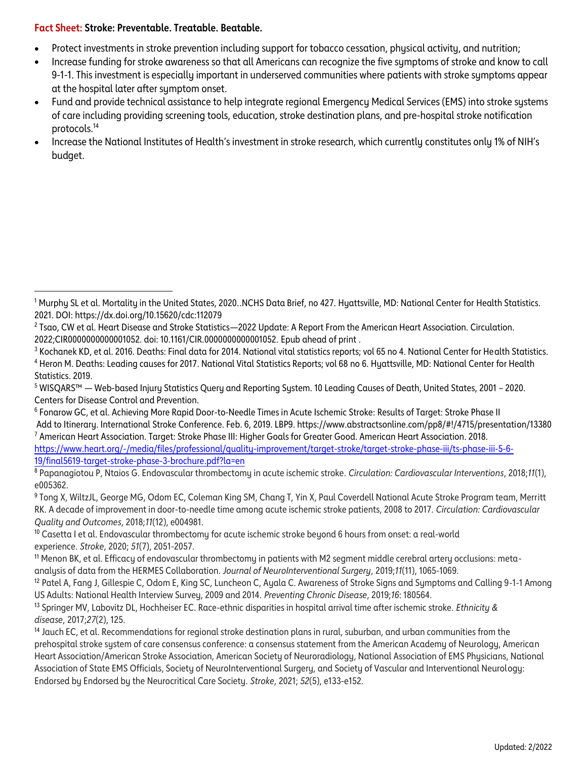**Fact Sheet: Stroke: Preventable. Treatable. Beatable.**

- Protect investments in stroke prevention including support for tobacco cessation, physical activity, and nutrition;
- Increase funding for stroke awareness so that all Americans can recognize the five symptoms of stroke and know to call 9-1-1. This investment is especially important in underserved communities where patients with stroke symptoms appear at the hospital later after symptom onset.
- Fund and provide technical assistance to help integrate regional Emergency Medical Services (EMS) into stroke systems of care including providing screening tools, education, stroke destination plans, and pre-hospital stroke notification protocols.[14]
- Increase the National Institutes of Health's investment in stroke research, which currently constitutes only 1% of NIH's budget.

---

[1] Murphy SL et al. Mortality in the United States, 2020..NCHS Data Brief, no 427. Hyattsville, MD: National Center for Health Statistics. 2021. DOI: https://dx.doi.org/10.15620/cdc:112079

[2] Tsao, CW et al. Heart Disease and Stroke Statistics—2022 Update: A Report From the American Heart Association. Circulation. 2022;CIR0000000000001052. doi: 10.1161/CIR.0000000000001052. Epub ahead of print .

[3] Kochanek KD, et al. 2016. Deaths: Final data for 2014. National vital statistics reports; vol 65 no 4. National Center for Health Statistics.

[4] Heron M. Deaths: Leading causes for 2017. National Vital Statistics Reports; vol 68 no 6. Hyattsville, MD: National Center for Health Statistics. 2019.

[5] WISQARS™ — Web-based Injury Statistics Query and Reporting System. 10 Leading Causes of Death, United States, 2001 – 2020. Centers for Disease Control and Prevention.

[6] Fonarow GC, et al. Achieving More Rapid Door-to-Needle Times in Acute Ischemic Stroke: Results of Target: Stroke Phase II Add to Itinerary. International Stroke Conference. Feb. 6, 2019. LBP9. https://www.abstractsonline.com/pp8/#!/4715/presentation/13380

[7] American Heart Association. Target: Stroke Phase III: Higher Goals for Greater Good. American Heart Association. 2018. https://www.heart.org/-/media/files/professional/quality-improvement/target-stroke/target-stroke-phase-iii/ts-phase-iii-5-6-19/final5619-target-stroke-phase-3-brochure.pdf?la=en

[8] Papanagiotou P, Ntaios G. Endovascular thrombectomy in acute ischemic stroke. *Circulation: Cardiovascular Interventions*, 2018;*11*(1), e005362.

[9] Tong X, WiltzJL, George MG, Odom EC, Coleman King SM, Chang T, Yin X, Paul Coverdell National Acute Stroke Program team, Merritt RK. A decade of improvement in door-to-needle time among acute ischemic stroke patients, 2008 to 2017. *Circulation: Cardiovascular Quality and Outcomes*, 2018;*11*(12), e004981.

[10] Casetta I et al. Endovascular thrombectomy for acute ischemic stroke beyond 6 hours from onset: a real-world experience. *Stroke*, 2020; *51*(7), 2051-2057.

[11] Menon BK, et al. Efficacy of endovascular thrombectomy in patients with M2 segment middle cerebral artery occlusions: meta-analysis of data from the HERMES Collaboration. *Journal of NeuroInterventional Surgery*, 2019;*11*(11), 1065-1069.

[12] Patel A, Fang J, Gillespie C, Odom E, King SC, Luncheon C, Ayala C. Awareness of Stroke Signs and Symptoms and Calling 9-1-1 Among US Adults: National Health Interview Survey, 2009 and 2014. *Preventing Chronic Disease*, 2019;*16*: 180564.

[13] Springer MV, Labovitz DL, Hochheiser EC. Race-ethnic disparities in hospital arrival time after ischemic stroke. *Ethnicity & disease*, 2017;*27*(2), 125.

[14] Jauch EC, et al. Recommendations for regional stroke destination plans in rural, suburban, and urban communities from the prehospital stroke system of care consensus conference: a consensus statement from the American Academy of Neurology, American Heart Association/American Stroke Association, American Society of Neuroradiology, National Association of EMS Physicians, National Association of State EMS Officials, Society of NeuroInterventional Surgery, and Society of Vascular and Interventional Neurology: Endorsed by Endorsed by the Neurocritical Care Society. *Stroke*, 2021; *52*(5), e133-e152.

Updated: 2/2022